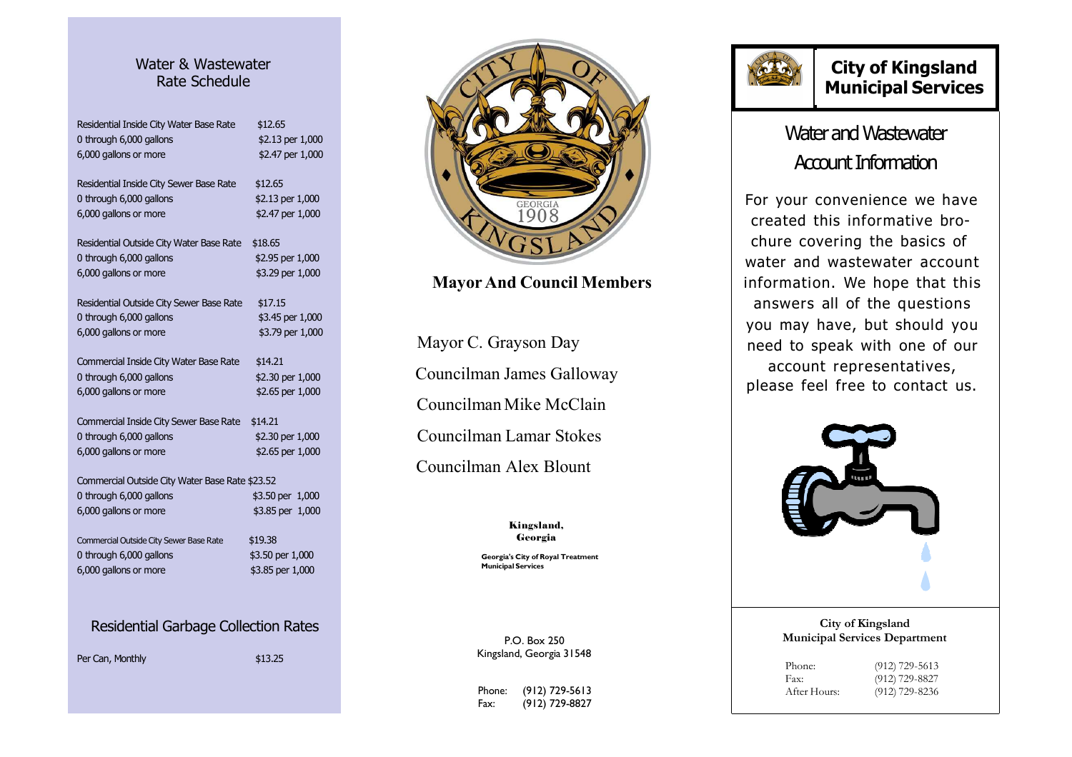## Water & Wastewater Rate Schedule

| | |
|---|---|
| Residential Inside City Water Base Rate | $12.65 |
| 0 through 6,000 gallons | $2.13 per 1,000 |
| 6,000 gallons or more | $2.47 per 1,000 |
| | |
| Residential Inside City Sewer Base Rate | $12.65 |
| 0 through 6,000 gallons | $2.13 per 1,000 |
| 6,000 gallons or more | $2.47 per 1,000 |
| | |
| Residential Outside City Water Base Rate | $18.65 |
| 0 through 6,000 gallons | $2.95 per 1,000 |
| 6,000 gallons or more | $3.29 per 1,000 |
| | |
| Residential Outside City Sewer Base Rate | $17.15 |
| 0 through 6,000 gallons | $3.45 per 1,000 |
| 6,000 gallons or more | $3.79 per 1,000 |
| | |
| Commercial Inside City Water Base Rate | $14.21 |
| 0 through 6,000 gallons | $2.30 per 1,000 |
| 6,000 gallons or more | $2.65 per 1,000 |
| | |
| Commercial Inside City Sewer Base Rate | $14.21 |
| 0 through 6,000 gallons | $2.30 per 1,000 |
| 6,000 gallons or more | $2.65 per 1,000 |
| | |
| Commercial Outside City Water Base Rate | $23.52 |
| 0 through 6,000 gallons | $3.50 per 1,000 |
| 6,000 gallons or more | $3.85 per 1,000 |
| | |
| Commercial Outside City Sewer Base Rate | $19.38 |
| 0 through 6,000 gallons | $3.50 per 1,000 |
| 6,000 gallons or more | $3.85 per 1,000 |

## Residential Garbage Collection Rates

| | |
|---|---|
| Per Can, Monthly | $13.25 |

## Mayor And Council Members

Mayor C. Grayson Day

Councilman James Galloway

Councilman Mike McClain

Councilman Lamar Stokes

Councilman Alex Blount

**Kingsland, Georgia**

**Georgia's City of Royal Treatment**
**Municipal Services**

P.O. Box 250
Kingsland, Georgia 31548

Phone: (912) 729-5613
Fax: (912) 729-8827

# City of Kingsland Municipal Services

## Water and Wastewater Account Information

For your convenience we have created this informative brochure covering the basics of water and wastewater account information. We hope that this answers all of the questions you may have, but should you need to speak with one of our account representatives, please feel free to contact us.

**City of Kingsland**
**Municipal Services Department**

| | |
|---|---|
| Phone: | (912) 729-5613 |
| Fax: | (912) 729-8827 |
| After Hours: | (912) 729-8236 |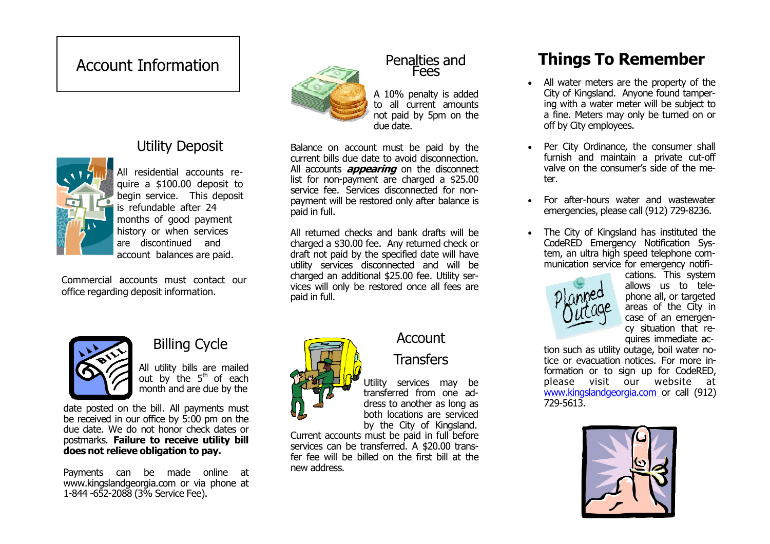# Account Information

## Utility Deposit

All residential accounts require a $100.00 deposit to begin service. This deposit is refundable after 24 months of good payment history or when services are discontinued and account balances are paid.

Commercial accounts must contact our office regarding deposit information.

## Billing Cycle

All utility bills are mailed out by the 5th of each month and are due by the date posted on the bill. All payments must be received in our office by 5:00 pm on the due date. We do not honor check dates or postmarks. **Failure to receive utility bill does not relieve obligation to pay.**

Payments can be made online at www.kingslandgeorgia.com or via phone at 1-844 -652-2088 (3% Service Fee).

## Penalties and Fees

A 10% penalty is added to all current amounts not paid by 5pm on the due date.

Balance on account must be paid by the current bills due date to avoid disconnection. All accounts ***appearing*** on the disconnect list for non-payment are charged a $25.00 service fee. Services disconnected for non-payment will be restored only after balance is paid in full.

All returned checks and bank drafts will be charged a $30.00 fee. Any returned check or draft not paid by the specified date will have utility services disconnected and will be charged an additional $25.00 fee. Utility services will only be restored once all fees are paid in full.

## Account Transfers

Utility services may be transferred from one address to another as long as both locations are serviced by the City of Kingsland. Current accounts must be paid in full before services can be transferred. A $20.00 transfer fee will be billed on the first bill at the new address.

# Things To Remember

- All water meters are the property of the City of Kingsland. Anyone found tampering with a water meter will be subject to a fine. Meters may only be turned on or off by City employees.
- Per City Ordinance, the consumer shall furnish and maintain a private cut-off valve on the consumer's side of the meter.
- For after-hours water and wastewater emergencies, please call (912) 729-8236.
- The City of Kingsland has instituted the CodeRED Emergency Notification System, an ultra high speed telephone communication service for emergency notifications. This system allows us to telephone all, or targeted areas of the City in case of an emergency situation that requires immediate action such as utility outage, boil water notice or evacuation notices. For more information or to sign up for CodeRED, please visit our website at www.kingslandgeorgia.com or call (912) 729-5613.